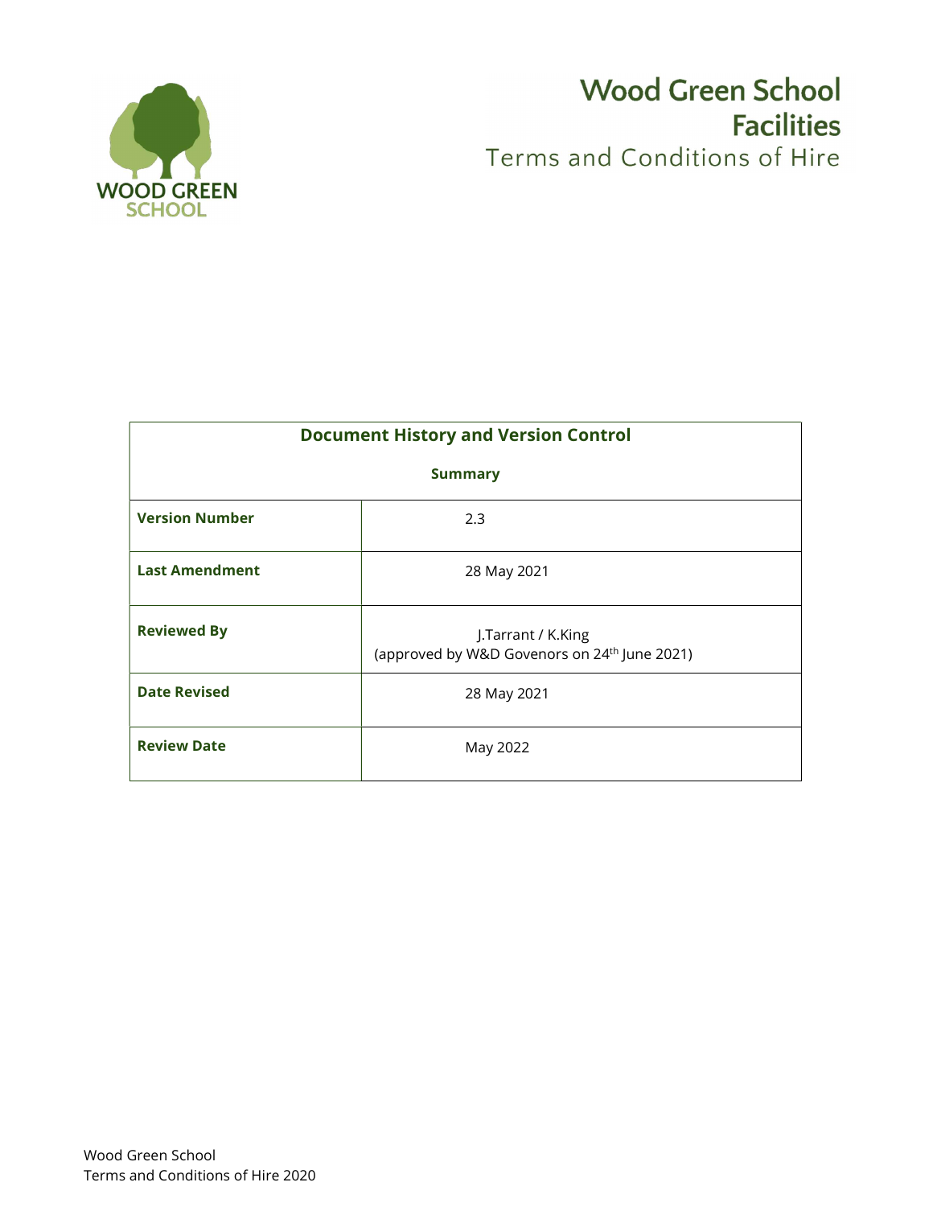# Wood Green School Facilities

## Terms and Conditions of Hire

| Document History and Version Control | |
|---|---|
| **Summary** | |
| **Version Number** | 2.3 |
| **Last Amendment** | 28 May 2021 |
| **Reviewed By** | J.Tarrant / K.King (approved by W&D Govenors on 24th June 2021) |
| **Date Revised** | 28 May 2021 |
| **Review Date** | May 2022 |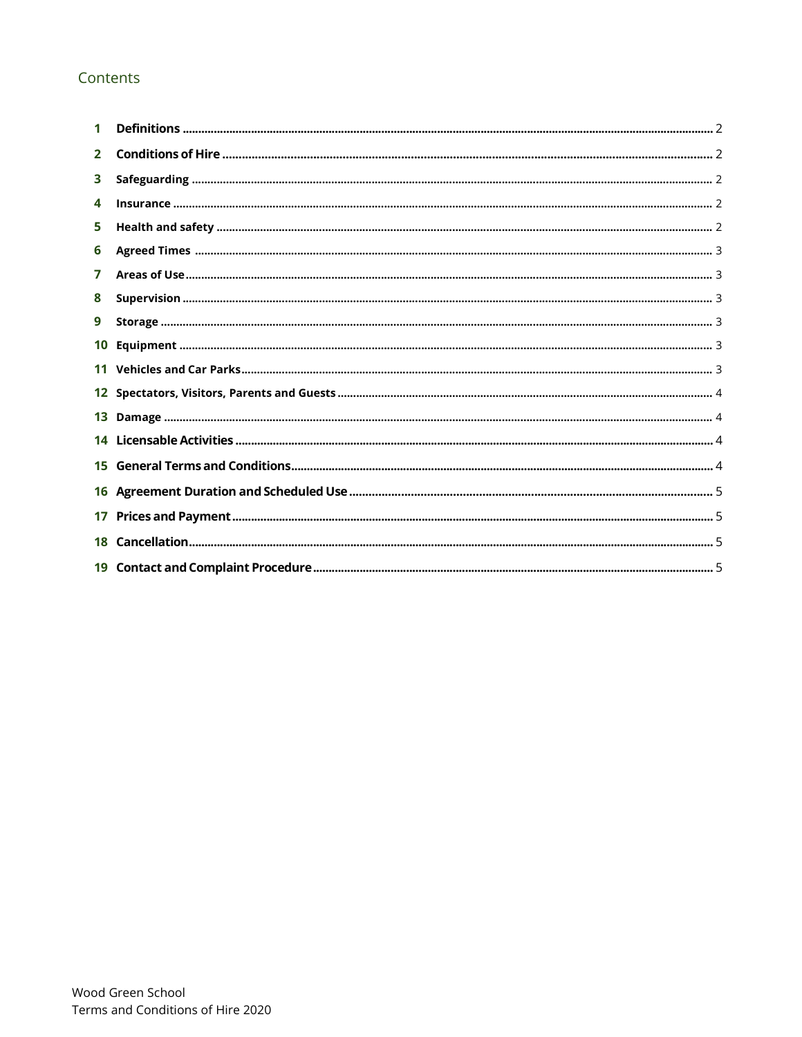## Contents

| | | |
|---|---|---|
| 1 | **Definitions** | 2 |
| 2 | **Conditions of Hire** | 2 |
| 3 | **Safeguarding** | 2 |
| 4 | **Insurance** | 2 |
| 5 | **Health and safety** | 2 |
| 6 | **Agreed Times** | 3 |
| 7 | **Areas of Use** | 3 |
| 8 | **Supervision** | 3 |
| 9 | **Storage** | 3 |
| 10 | **Equipment** | 3 |
| 11 | **Vehicles and Car Parks** | 3 |
| 12 | **Spectators, Visitors, Parents and Guests** | 4 |
| 13 | **Damage** | 4 |
| 14 | **Licensable Activities** | 4 |
| 15 | **General Terms and Conditions** | 4 |
| 16 | **Agreement Duration and Scheduled Use** | 5 |
| 17 | **Prices and Payment** | 5 |
| 18 | **Cancellation** | 5 |
| 19 | **Contact and Complaint Procedure** | 5 |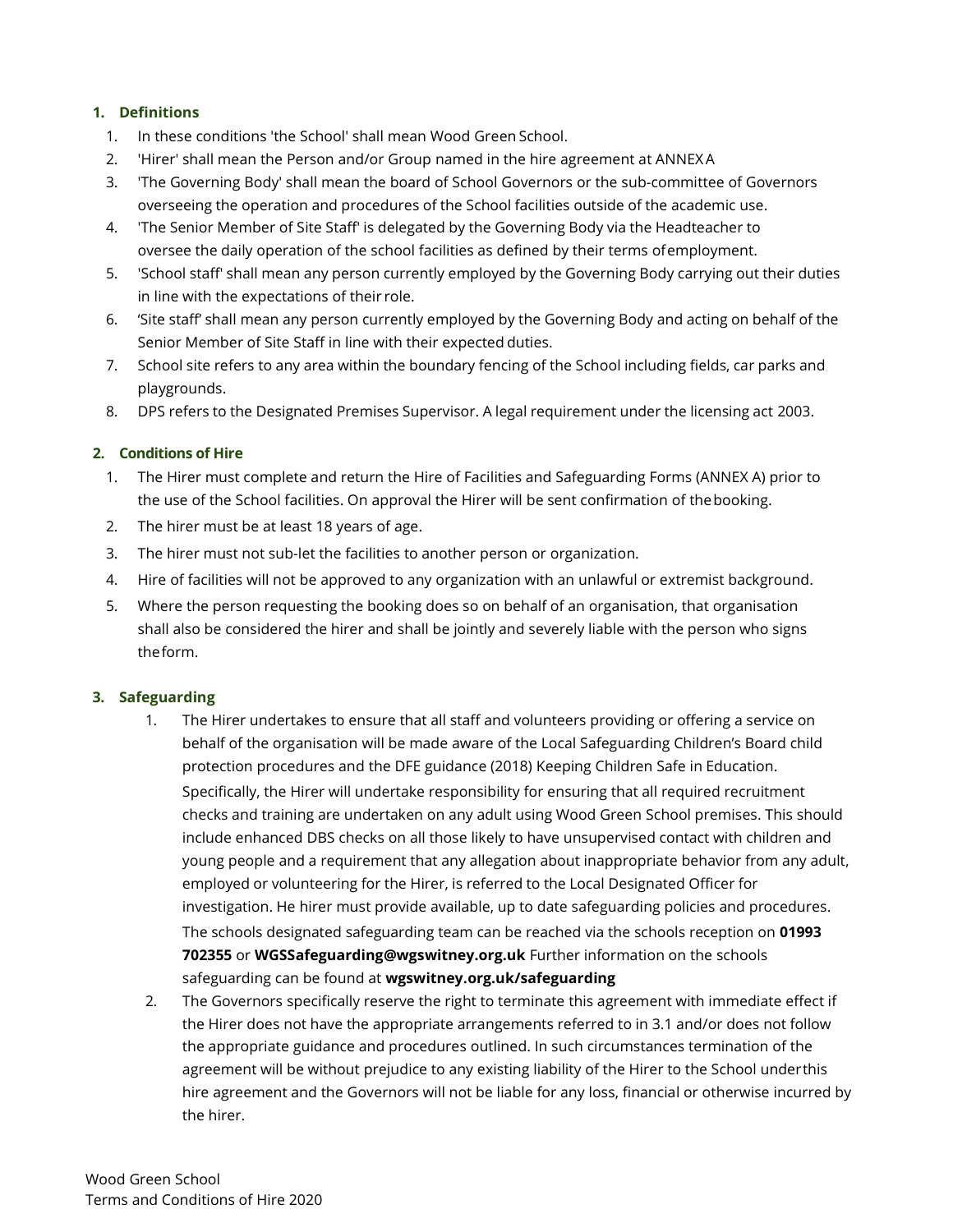## 1. Definitions

1. In these conditions 'the School' shall mean Wood Green School.
2. 'Hirer' shall mean the Person and/or Group named in the hire agreement at ANNEX A
3. 'The Governing Body' shall mean the board of School Governors or the sub-committee of Governors overseeing the operation and procedures of the School facilities outside of the academic use.
4. 'The Senior Member of Site Staff' is delegated by the Governing Body via the Headteacher to oversee the daily operation of the school facilities as defined by their terms of employment.
5. 'School staff' shall mean any person currently employed by the Governing Body carrying out their duties in line with the expectations of their role.
6. 'Site staff' shall mean any person currently employed by the Governing Body and acting on behalf of the Senior Member of Site Staff in line with their expected duties.
7. School site refers to any area within the boundary fencing of the School including fields, car parks and playgrounds.
8. DPS refers to the Designated Premises Supervisor. A legal requirement under the licensing act 2003.

## 2. Conditions of Hire

1. The Hirer must complete and return the Hire of Facilities and Safeguarding Forms (ANNEX A) prior to the use of the School facilities. On approval the Hirer will be sent confirmation of the booking.
2. The hirer must be at least 18 years of age.
3. The hirer must not sub-let the facilities to another person or organization.
4. Hire of facilities will not be approved to any organization with an unlawful or extremist background.
5. Where the person requesting the booking does so on behalf of an organisation, that organisation shall also be considered the hirer and shall be jointly and severely liable with the person who signs the form.

## 3. Safeguarding

1. The Hirer undertakes to ensure that all staff and volunteers providing or offering a service on behalf of the organisation will be made aware of the Local Safeguarding Children's Board child protection procedures and the DFE guidance (2018) Keeping Children Safe in Education. Specifically, the Hirer will undertake responsibility for ensuring that all required recruitment checks and training are undertaken on any adult using Wood Green School premises. This should include enhanced DBS checks on all those likely to have unsupervised contact with children and young people and a requirement that any allegation about inappropriate behavior from any adult, employed or volunteering for the Hirer, is referred to the Local Designated Officer for investigation. He hirer must provide available, up to date safeguarding policies and procedures. The schools designated safeguarding team can be reached via the schools reception on **01993 702355** or **WGSSafeguarding@wgswitney.org.uk** Further information on the schools safeguarding can be found at **wgswitney.org.uk/safeguarding**
2. The Governors specifically reserve the right to terminate this agreement with immediate effect if the Hirer does not have the appropriate arrangements referred to in 3.1 and/or does not follow the appropriate guidance and procedures outlined. In such circumstances termination of the agreement will be without prejudice to any existing liability of the Hirer to the School under this hire agreement and the Governors will not be liable for any loss, financial or otherwise incurred by the hirer.

Wood Green School
Terms and Conditions of Hire 2020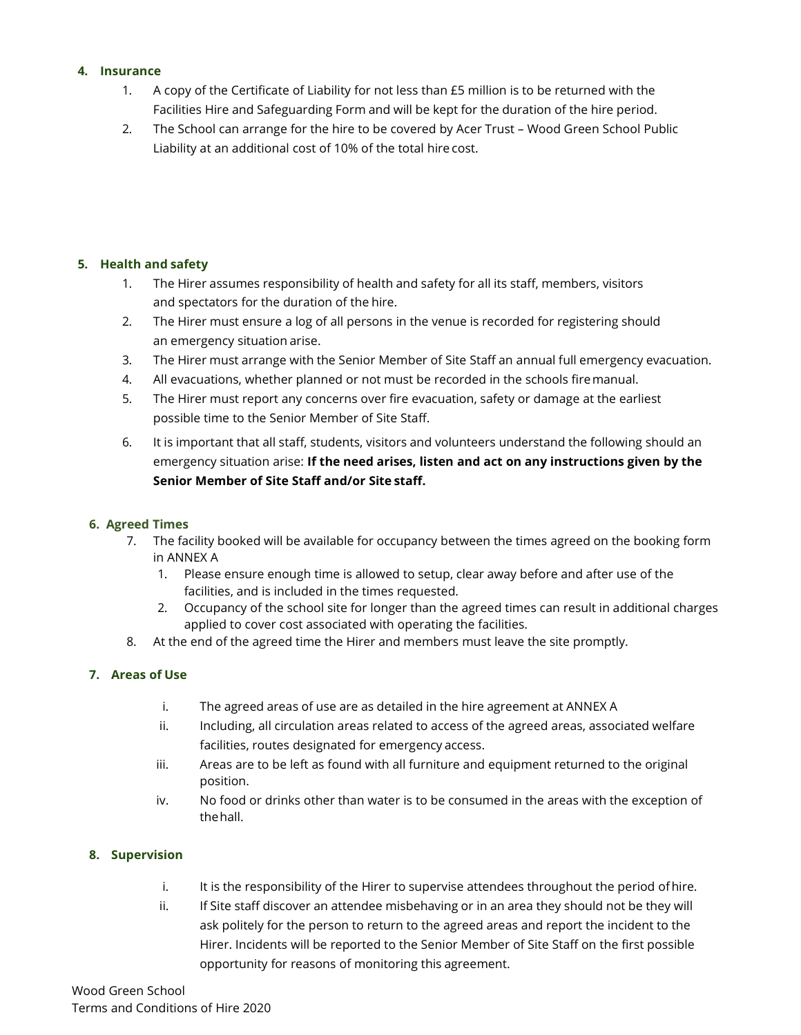## 4. Insurance

1. A copy of the Certificate of Liability for not less than £5 million is to be returned with the Facilities Hire and Safeguarding Form and will be kept for the duration of the hire period.
2. The School can arrange for the hire to be covered by Acer Trust – Wood Green School Public Liability at an additional cost of 10% of the total hire cost.

## 5. Health and safety

1. The Hirer assumes responsibility of health and safety for all its staff, members, visitors and spectators for the duration of the hire.
2. The Hirer must ensure a log of all persons in the venue is recorded for registering should an emergency situation arise.
3. The Hirer must arrange with the Senior Member of Site Staff an annual full emergency evacuation.
4. All evacuations, whether planned or not must be recorded in the schools fire manual.
5. The Hirer must report any concerns over fire evacuation, safety or damage at the earliest possible time to the Senior Member of Site Staff.
6. It is important that all staff, students, visitors and volunteers understand the following should an emergency situation arise: **If the need arises, listen and act on any instructions given by the Senior Member of Site Staff and/or Site staff.**

## 6. Agreed Times

7. The facility booked will be available for occupancy between the times agreed on the booking form in ANNEX A
   1. Please ensure enough time is allowed to setup, clear away before and after use of the facilities, and is included in the times requested.
   2. Occupancy of the school site for longer than the agreed times can result in additional charges applied to cover cost associated with operating the facilities.
8. At the end of the agreed time the Hirer and members must leave the site promptly.

## 7. Areas of Use

i. The agreed areas of use are as detailed in the hire agreement at ANNEX A
ii. Including, all circulation areas related to access of the agreed areas, associated welfare facilities, routes designated for emergency access.
iii. Areas are to be left as found with all furniture and equipment returned to the original position.
iv. No food or drinks other than water is to be consumed in the areas with the exception of the hall.

## 8. Supervision

i. It is the responsibility of the Hirer to supervise attendees throughout the period of hire.
ii. If Site staff discover an attendee misbehaving or in an area they should not be they will ask politely for the person to return to the agreed areas and report the incident to the Hirer. Incidents will be reported to the Senior Member of Site Staff on the first possible opportunity for reasons of monitoring this agreement.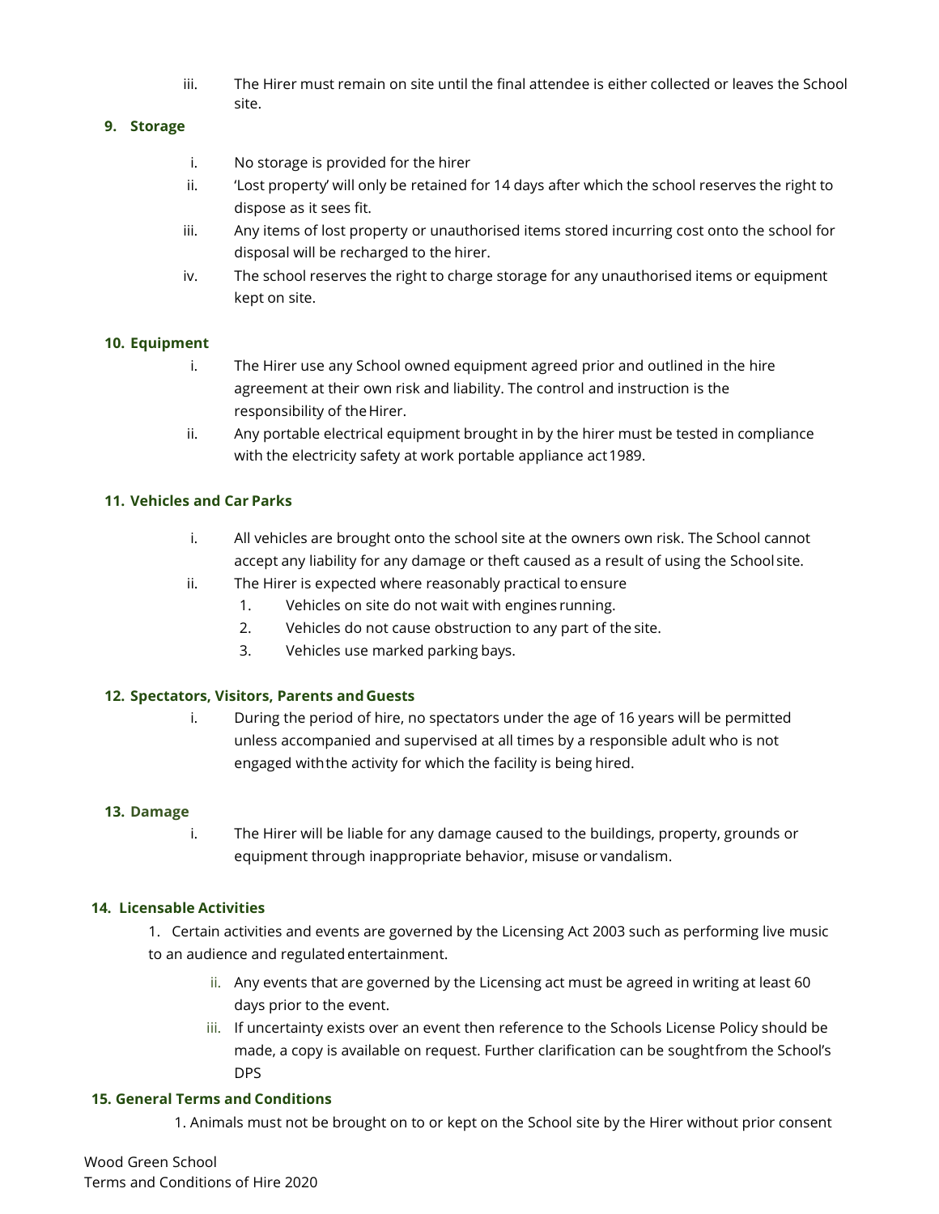iii. The Hirer must remain on site until the final attendee is either collected or leaves the School site.

**9. Storage**

i. No storage is provided for the hirer
ii. 'Lost property' will only be retained for 14 days after which the school reserves the right to dispose as it sees fit.
iii. Any items of lost property or unauthorised items stored incurring cost onto the school for disposal will be recharged to the hirer.
iv. The school reserves the right to charge storage for any unauthorised items or equipment kept on site.

**10. Equipment**

i. The Hirer use any School owned equipment agreed prior and outlined in the hire agreement at their own risk and liability. The control and instruction is the responsibility of the Hirer.
ii. Any portable electrical equipment brought in by the hirer must be tested in compliance with the electricity safety at work portable appliance act 1989.

**11. Vehicles and Car Parks**

i. All vehicles are brought onto the school site at the owners own risk. The School cannot accept any liability for any damage or theft caused as a result of using the School site.
ii. The Hirer is expected where reasonably practical to ensure
   1. Vehicles on site do not wait with engines running.
   2. Vehicles do not cause obstruction to any part of the site.
   3. Vehicles use marked parking bays.

**12. Spectators, Visitors, Parents and Guests**

i. During the period of hire, no spectators under the age of 16 years will be permitted unless accompanied and supervised at all times by a responsible adult who is not engaged with the activity for which the facility is being hired.

**13. Damage**

i. The Hirer will be liable for any damage caused to the buildings, property, grounds or equipment through inappropriate behavior, misuse or vandalism.

**14. Licensable Activities**

1. Certain activities and events are governed by the Licensing Act 2003 such as performing live music to an audience and regulated entertainment.

ii. Any events that are governed by the Licensing act must be agreed in writing at least 60 days prior to the event.
iii. If uncertainty exists over an event then reference to the Schools License Policy should be made, a copy is available on request. Further clarification can be sought from the School's DPS

**15. General Terms and Conditions**

1. Animals must not be brought on to or kept on the School site by the Hirer without prior consent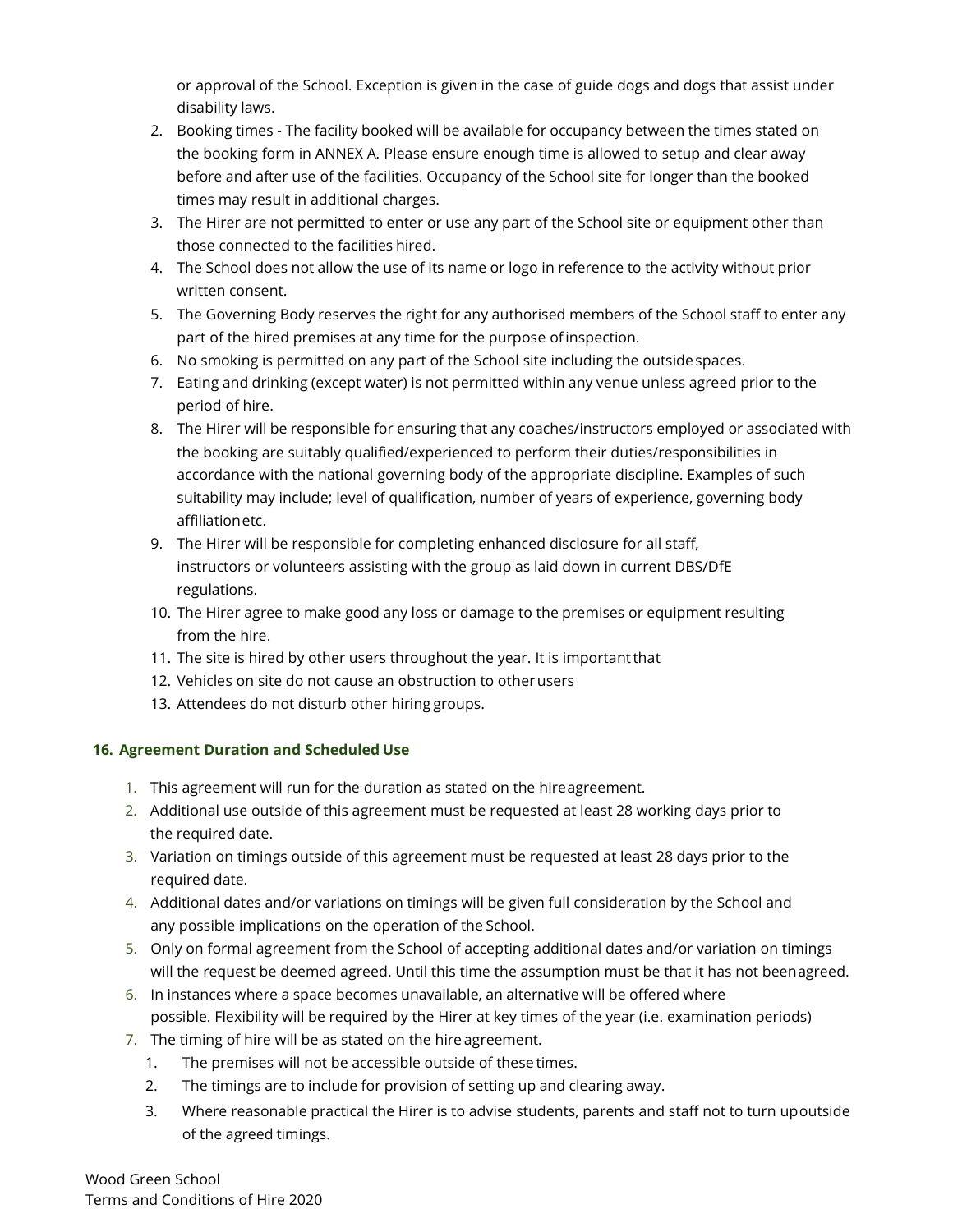or approval of the School. Exception is given in the case of guide dogs and dogs that assist under disability laws.

2. Booking times - The facility booked will be available for occupancy between the times stated on the booking form in ANNEX A. Please ensure enough time is allowed to setup and clear away before and after use of the facilities. Occupancy of the School site for longer than the booked times may result in additional charges.
3. The Hirer are not permitted to enter or use any part of the School site or equipment other than those connected to the facilities hired.
4. The School does not allow the use of its name or logo in reference to the activity without prior written consent.
5. The Governing Body reserves the right for any authorised members of the School staff to enter any part of the hired premises at any time for the purpose of inspection.
6. No smoking is permitted on any part of the School site including the outside spaces.
7. Eating and drinking (except water) is not permitted within any venue unless agreed prior to the period of hire.
8. The Hirer will be responsible for ensuring that any coaches/instructors employed or associated with the booking are suitably qualified/experienced to perform their duties/responsibilities in accordance with the national governing body of the appropriate discipline. Examples of such suitability may include; level of qualification, number of years of experience, governing body affiliation etc.
9. The Hirer will be responsible for completing enhanced disclosure for all staff, instructors or volunteers assisting with the group as laid down in current DBS/DfE regulations.
10. The Hirer agree to make good any loss or damage to the premises or equipment resulting from the hire.
11. The site is hired by other users throughout the year. It is important that
12. Vehicles on site do not cause an obstruction to other users
13. Attendees do not disturb other hiring groups.

### 16. Agreement Duration and Scheduled Use

1. This agreement will run for the duration as stated on the hire agreement.
2. Additional use outside of this agreement must be requested at least 28 working days prior to the required date.
3. Variation on timings outside of this agreement must be requested at least 28 days prior to the required date.
4. Additional dates and/or variations on timings will be given full consideration by the School and any possible implications on the operation of the School.
5. Only on formal agreement from the School of accepting additional dates and/or variation on timings will the request be deemed agreed. Until this time the assumption must be that it has not been agreed.
6. In instances where a space becomes unavailable, an alternative will be offered where possible. Flexibility will be required by the Hirer at key times of the year (i.e. examination periods)
7. The timing of hire will be as stated on the hire agreement.
   1. The premises will not be accessible outside of these times.
   2. The timings are to include for provision of setting up and clearing away.
   3. Where reasonable practical the Hirer is to advise students, parents and staff not to turn up outside of the agreed timings.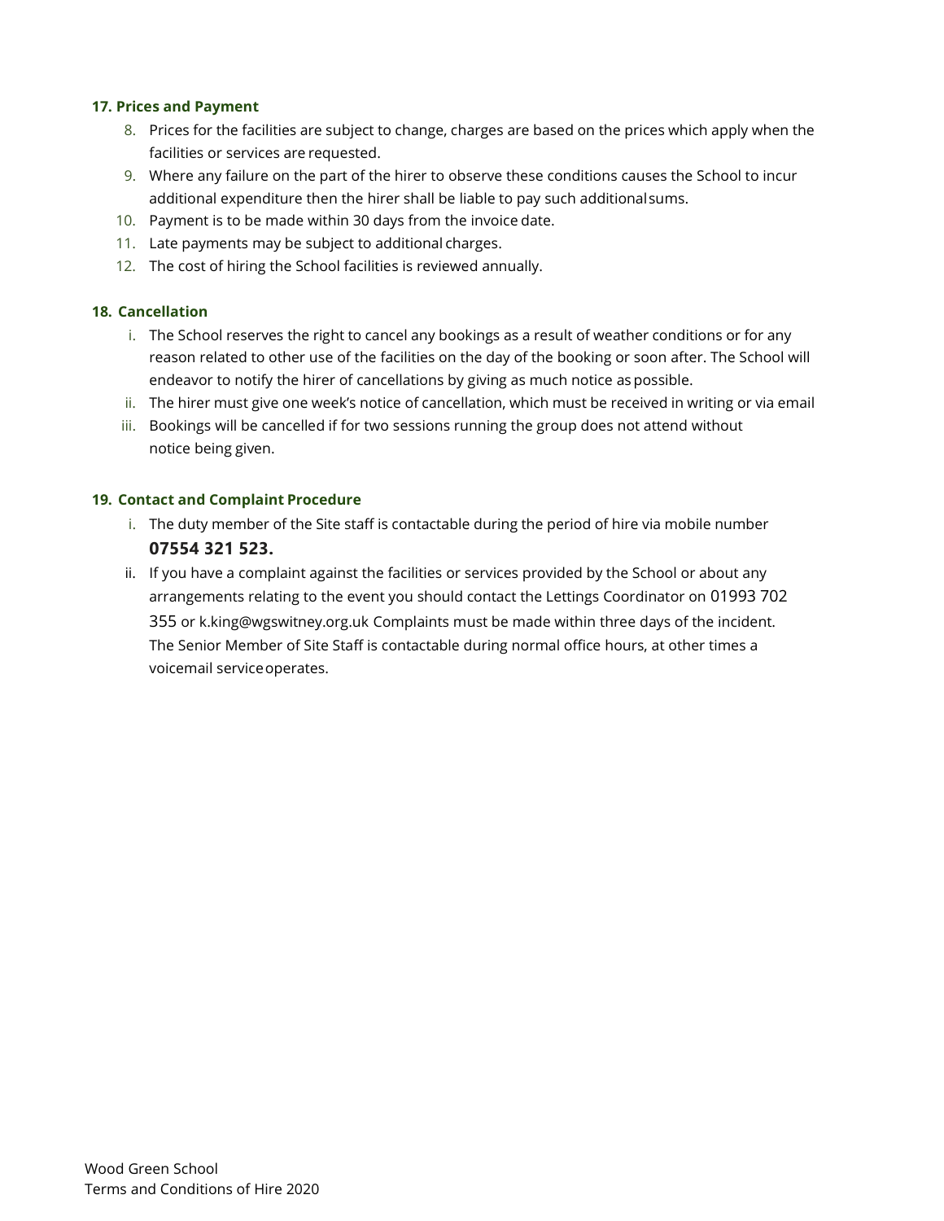### 17. Prices and Payment

8. Prices for the facilities are subject to change, charges are based on the prices which apply when the facilities or services are requested.
9. Where any failure on the part of the hirer to observe these conditions causes the School to incur additional expenditure then the hirer shall be liable to pay such additional sums.
10. Payment is to be made within 30 days from the invoice date.
11. Late payments may be subject to additional charges.
12. The cost of hiring the School facilities is reviewed annually.

### 18. Cancellation

i. The School reserves the right to cancel any bookings as a result of weather conditions or for any reason related to other use of the facilities on the day of the booking or soon after. The School will endeavor to notify the hirer of cancellations by giving as much notice as possible.

ii. The hirer must give one week's notice of cancellation, which must be received in writing or via email

iii. Bookings will be cancelled if for two sessions running the group does not attend without notice being given.

### 19. Contact and Complaint Procedure

i. The duty member of the Site staff is contactable during the period of hire via mobile number **07554 321 523.**

ii. If you have a complaint against the facilities or services provided by the School or about any arrangements relating to the event you should contact the Lettings Coordinator on 01993 702 355 or k.king@wgswitney.org.uk Complaints must be made within three days of the incident. The Senior Member of Site Staff is contactable during normal office hours, at other times a voicemail service operates.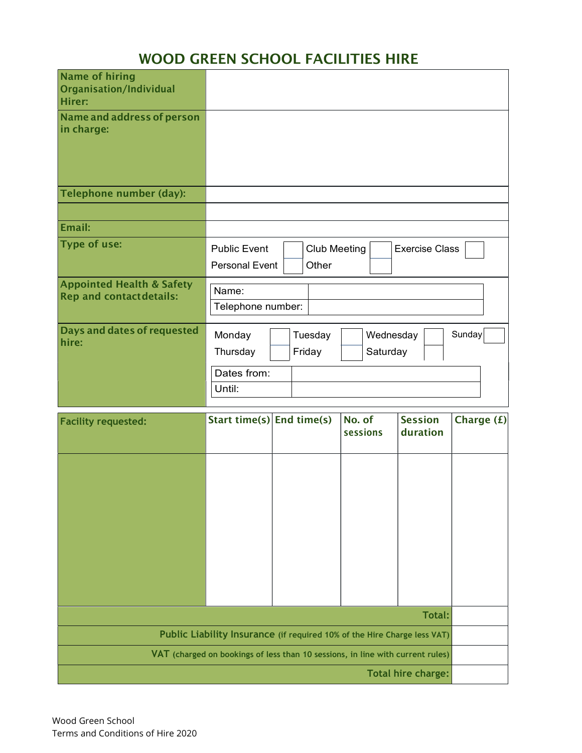# WOOD GREEN SCHOOL FACILITIES HIRE

| | |
|---|---|
| **Name of hiring Organisation/Individual Hirer:** | |
| **Name and address of person in charge:** | |
| **Telephone number (day):** | |
| | |
| **Email:** | |
| **Type of use:** | Public Event ☐ Club Meeting ☐ Exercise Class ☐ <br> Personal Event ☐ Other ☐ |
| **Appointed Health & Safety Rep and contact details:** | Name: <br> Telephone number: |
| **Days and dates of requested hire:** | Monday ☐ Tuesday ☐ Wednesday ☐ Sunday ☐ <br> Thursday ☐ Friday ☐ Saturday ☐ <br> Dates from: <br> Until: |

| Facility requested: | Start time(s) | End time(s) | No. of sessions | Session duration | Charge (£) |
|---|---|---|---|---|---|
| | | | | | |
| | | | | | **Total:** |
| | | | | **Public Liability Insurance** (if required 10% of the Hire Charge less VAT) | |
| | | | | **VAT** (charged on bookings of less than 10 sessions, in line with current rules) | |
| | | | | **Total hire charge:** | |

Wood Green School
Terms and Conditions of Hire 2020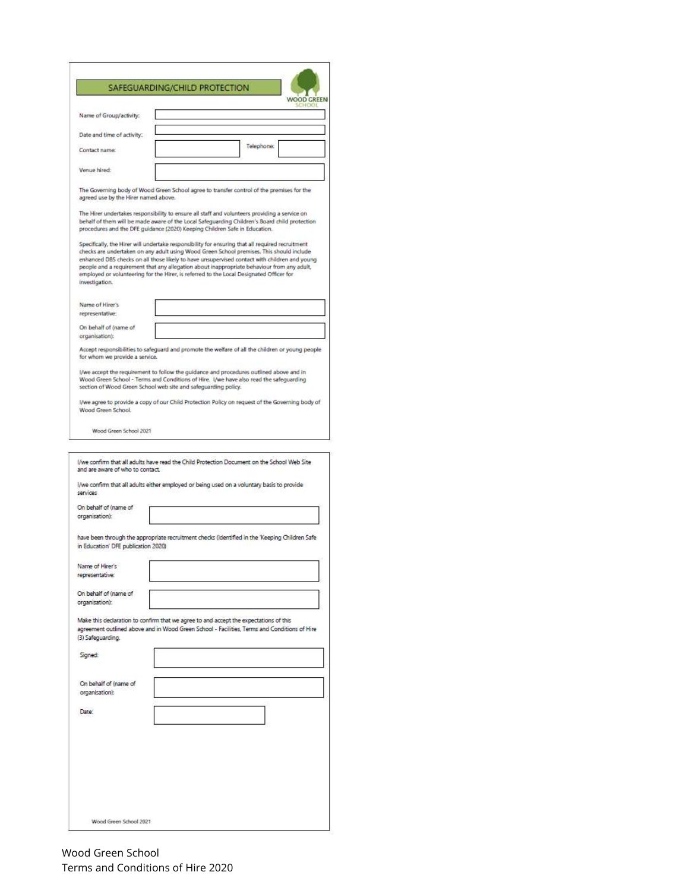## SAFEGUARDING/CHILD PROTECTION

WOOD GREEN SCHOOL

| | |
|---|---|
| Name of Group/activity: | |
| Date and time of activity: | |
| Contact name: | Telephone: |
| Venue hired: | |

The Governing body of Wood Green School agree to transfer control of the premises for the agreed use by the Hirer named above.

The Hirer undertakes responsibility to ensure all staff and volunteers providing a service on behalf of them will be made aware of the Local Safeguarding Children's Board child protection procedures and the DFE guidance (2020) Keeping Children Safe in Education.

Specifically, the Hirer will undertake responsibility for ensuring that all required recruitment checks are undertaken on any adult using Wood Green School premises. This should include enhanced DBS checks on all those likely to have unsupervised contact with children and young people and a requirement that any allegation about inappropriate behaviour from any adult, employed or volunteering for the Hirer, is referred to the Local Designated Officer for investigation.

| | |
|---|---|
| Name of Hirer's representative: | |
| On behalf of (name of organisation): | |

Accept responsibilities to safeguard and promote the welfare of all the children or young people for whom we provide a service.

I/we accept the requirement to follow the guidance and procedures outlined above and in Wood Green School - Terms and Conditions of Hire. I/we have also read the safeguarding section of Wood Green School web site and safeguarding policy.

I/we agree to provide a copy of our Child Protection Policy on request of the Governing body of Wood Green School.

Wood Green School 2021

I/we confirm that all adults have read the Child Protection Document on the School Web Site and are aware of who to contact.

I/we confirm that all adults either employed or being used on a voluntary basis to provide services

| | |
|---|---|
| On behalf of (name of organisation): | |

have been through the appropriate recruitment checks (identified in the 'Keeping Children Safe in Education' DFE publication 2020)

| | |
|---|---|
| Name of Hirer's representative: | |
| On behalf of (name of organisation): | |

Make this declaration to confirm that we agree to and accept the expectations of this agreement outlined above and in Wood Green School - Facilities, Terms and Conditions of Hire (3) Safeguarding.

| | |
|---|---|
| Signed: | |
| On behalf of (name of organisation): | |
| Date: | |

Wood Green School 2021

Wood Green School
Terms and Conditions of Hire 2020